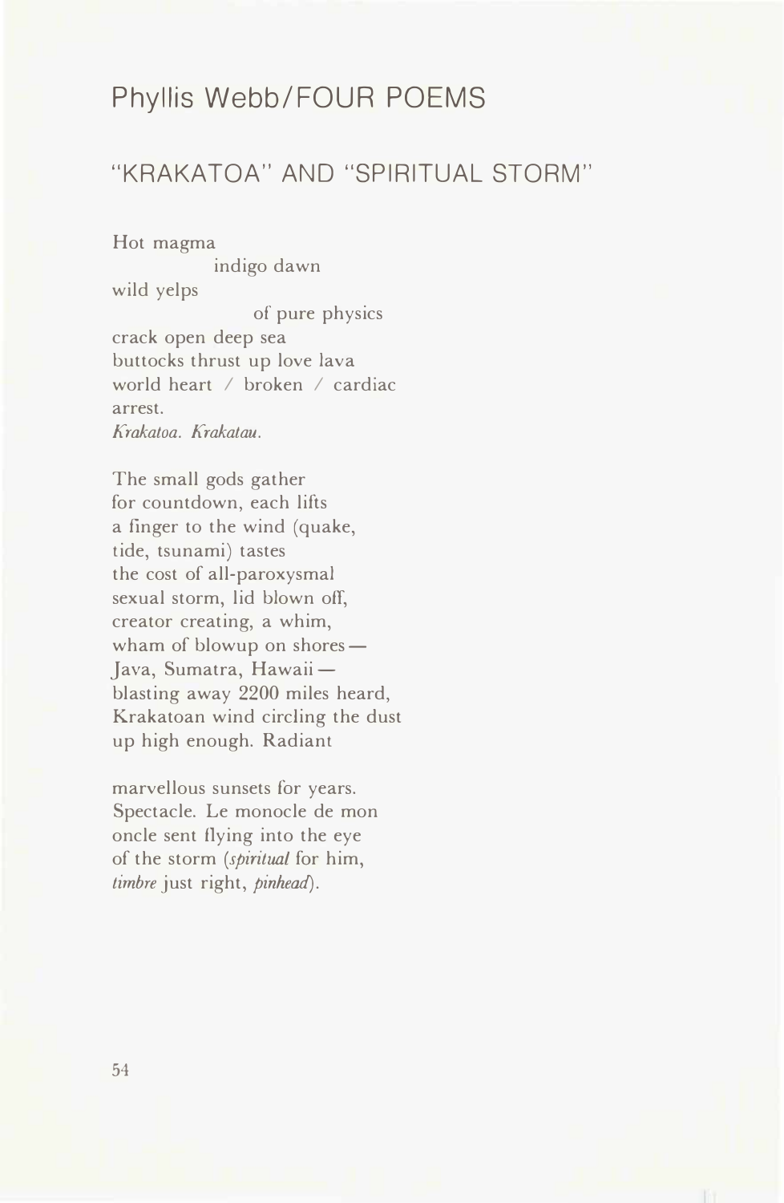# Phyllis Webb/FOUR POEMS

## "KRAKATOA" AND "SPIRITUAL STORM"

Hot magma
                indigo dawn
wild yelps
                        of pure physics
crack open deep sea
buttocks thrust up love lava
world heart / broken / cardiac
arrest.
*Krakatoa. Krakatau.*

The small gods gather
for countdown, each lifts
a finger to the wind (quake,
tide, tsunami) tastes
the cost of all-paroxysmal
sexual storm, lid blown off,
creator creating, a whim,
wham of blowup on shores —
Java, Sumatra, Hawaii —
blasting away 2200 miles heard,
Krakatoan wind circling the dust
up high enough. Radiant

marvellous sunsets for years.
Spectacle. Le monocle de mon
oncle sent flying into the eye
of the storm (*spiritual* for him,
*timbre* just right, *pinhead*).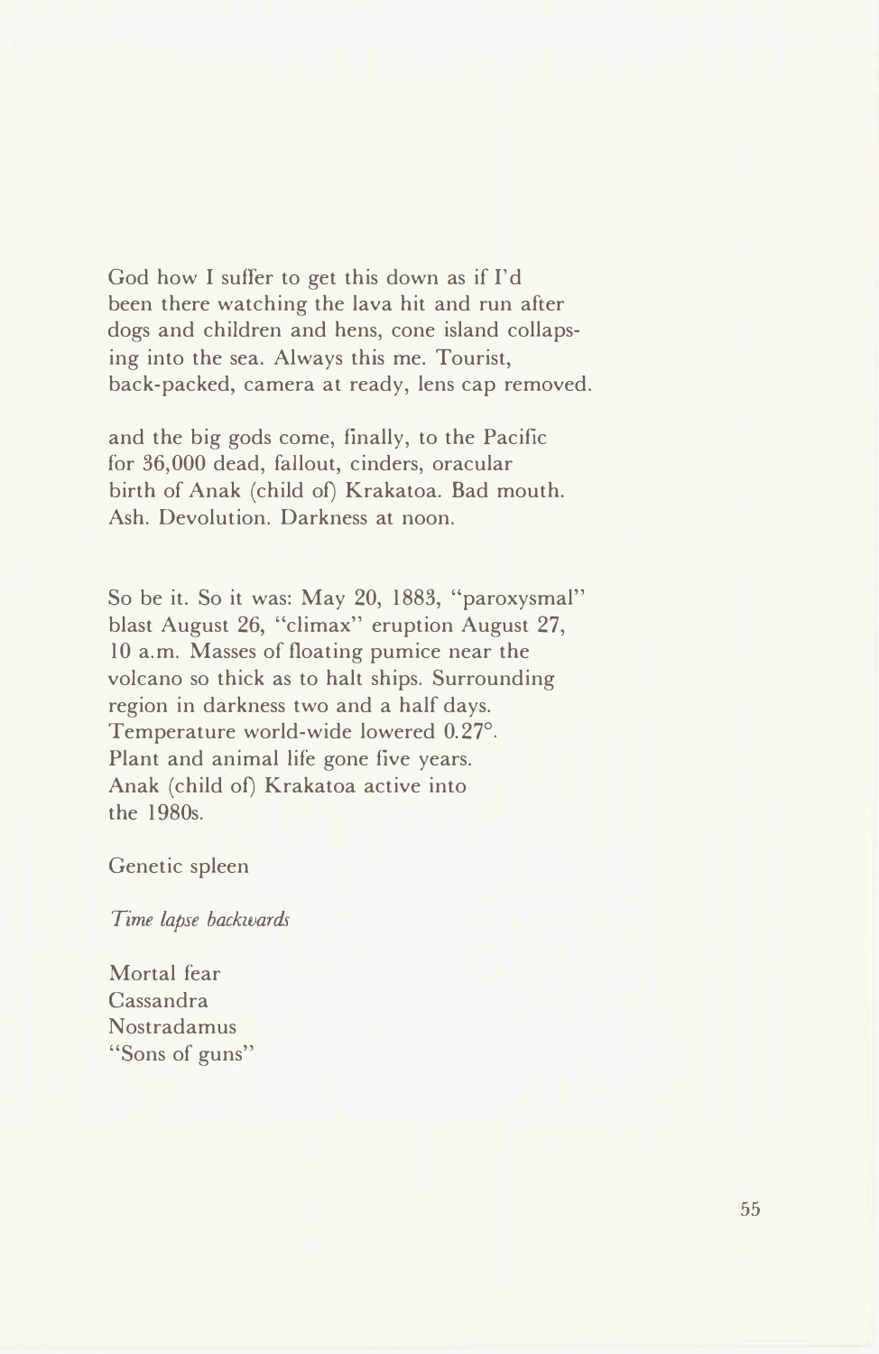God how I suffer to get this down as if I'd
been there watching the lava hit and run after
dogs and children and hens, cone island collaps-
ing into the sea. Always this me. Tourist,
back-packed, camera at ready, lens cap removed.

and the big gods come, finally, to the Pacific
for 36,000 dead, fallout, cinders, oracular
birth of Anak (child of) Krakatoa. Bad mouth.
Ash. Devolution. Darkness at noon.

So be it. So it was: May 20, 1883, "paroxysmal"
blast August 26, "climax" eruption August 27,
10 a.m. Masses of floating pumice near the
volcano so thick as to halt ships. Surrounding
region in darkness two and a half days.
Temperature world-wide lowered 0.27°.
Plant and animal life gone five years.
Anak (child of) Krakatoa active into
the 1980s.

Genetic spleen

*Time lapse backwards*

Mortal fear
Cassandra
Nostradamus
"Sons of guns"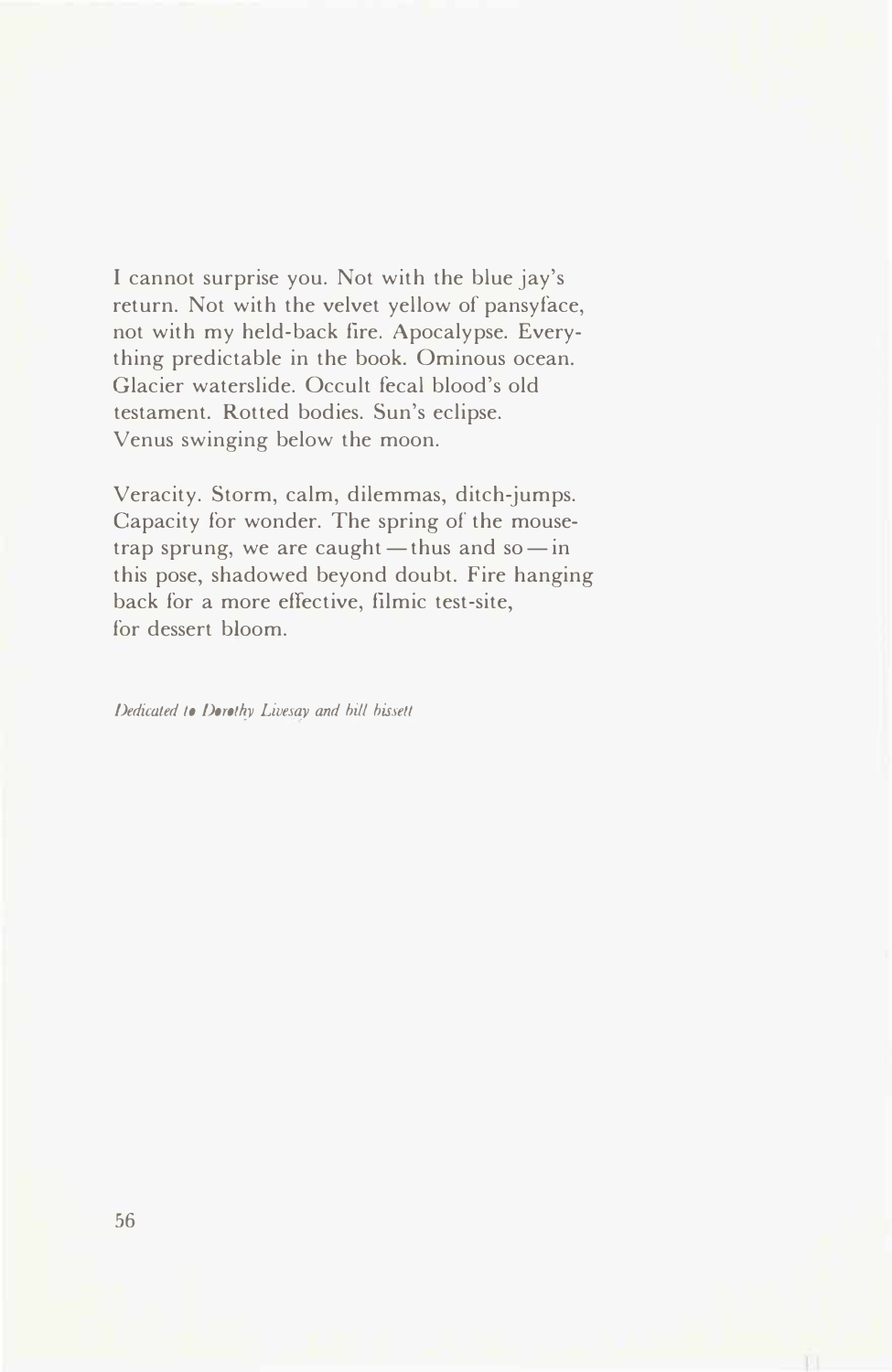I cannot surprise you. Not with the blue jay's
return. Not with the velvet yellow of pansyface,
not with my held-back fire. Apocalypse. Every-
thing predictable in the book. Ominous ocean.
Glacier waterslide. Occult fecal blood's old
testament. Rotted bodies. Sun's eclipse.
Venus swinging below the moon.

Veracity. Storm, calm, dilemmas, ditch-jumps.
Capacity for wonder. The spring of the mouse-
trap sprung, we are caught — thus and so — in
this pose, shadowed beyond doubt. Fire hanging
back for a more effective, filmic test-site,
for dessert bloom.

*Dedicated to Dorothy Livesay and bill bissett*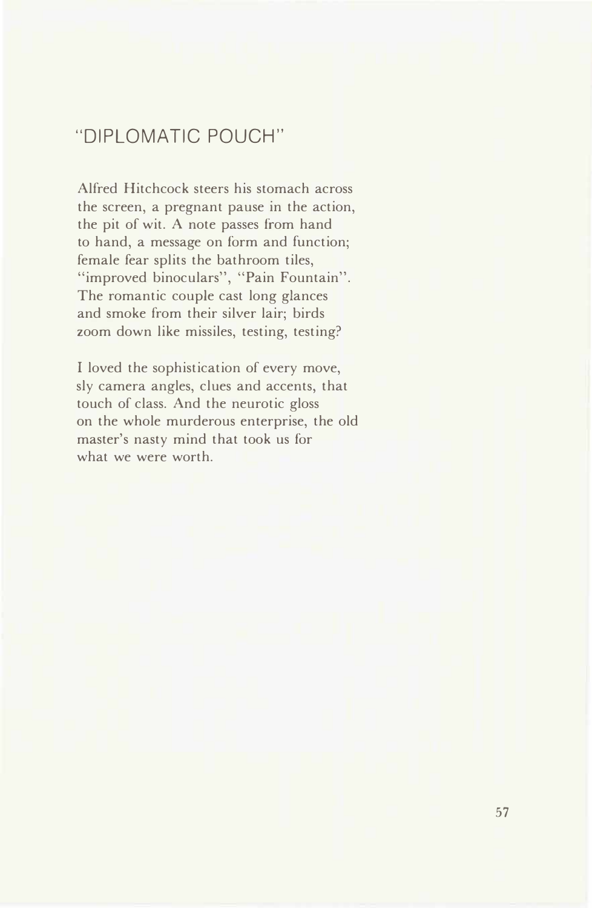## "DIPLOMATIC POUCH"

Alfred Hitchcock steers his stomach across
the screen, a pregnant pause in the action,
the pit of wit. A note passes from hand
to hand, a message on form and function;
female fear splits the bathroom tiles,
"improved binoculars", "Pain Fountain".
The romantic couple cast long glances
and smoke from their silver lair; birds
zoom down like missiles, testing, testing?

I loved the sophistication of every move,
sly camera angles, clues and accents, that
touch of class. And the neurotic gloss
on the whole murderous enterprise, the old
master's nasty mind that took us for
what we were worth.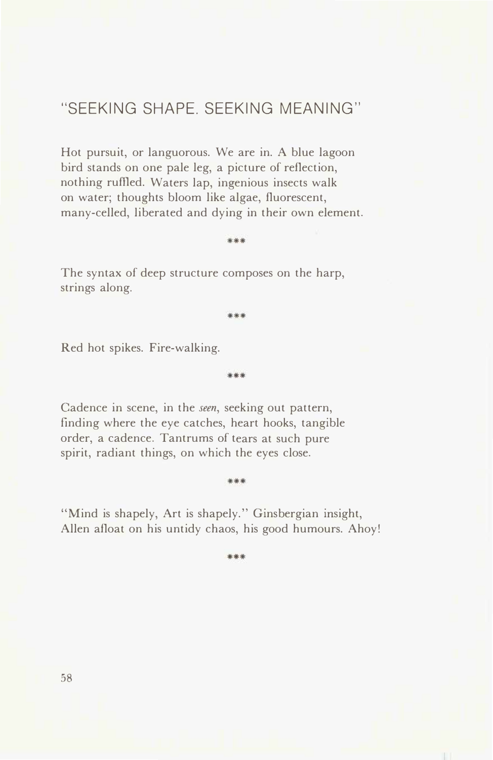## "SEEKING SHAPE. SEEKING MEANING"

Hot pursuit, or languorous. We are in. A blue lagoon
bird stands on one pale leg, a picture of reflection,
nothing ruffled. Waters lap, ingenious insects walk
on water; thoughts bloom like algae, fluorescent,
many-celled, liberated and dying in their own element.

\*\*\*

The syntax of deep structure composes on the harp,
strings along.

\*\*\*

Red hot spikes. Fire-walking.

\*\*\*

Cadence in scene, in the *seen*, seeking out pattern,
finding where the eye catches, heart hooks, tangible
order, a cadence. Tantrums of tears at such pure
spirit, radiant things, on which the eyes close.

\*\*\*

"Mind is shapely, Art is shapely." Ginsbergian insight,
Allen afloat on his untidy chaos, his good humours. Ahoy!

\*\*\*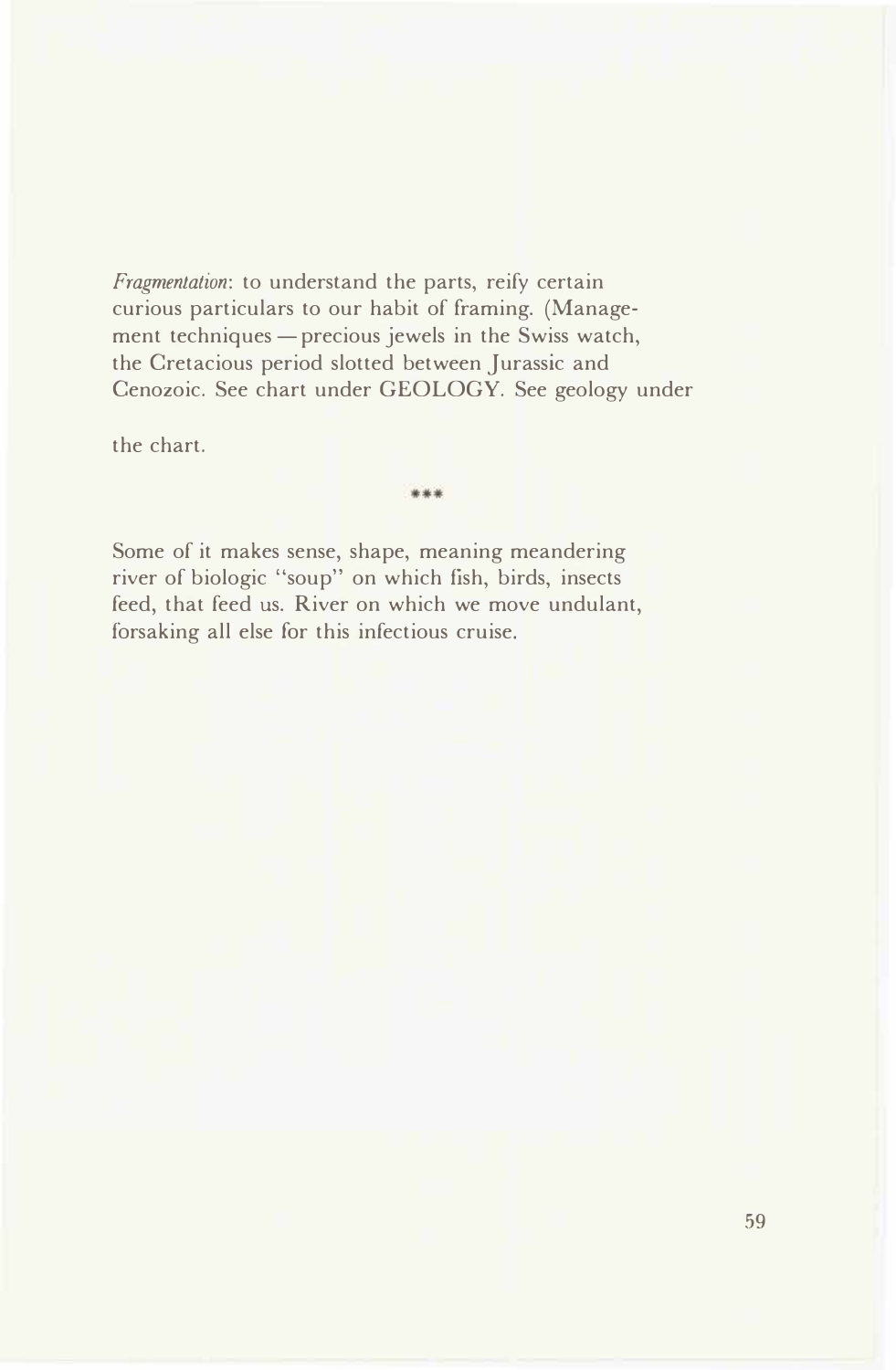*Fragmentation*: to understand the parts, reify certain curious particulars to our habit of framing. (Management techniques — precious jewels in the Swiss watch, the Cretacious period slotted between Jurassic and Cenozoic. See chart under GEOLOGY. See geology under

the chart.

***

Some of it makes sense, shape, meaning meandering river of biologic "soup" on which fish, birds, insects feed, that feed us. River on which we move undulant, forsaking all else for this infectious cruise.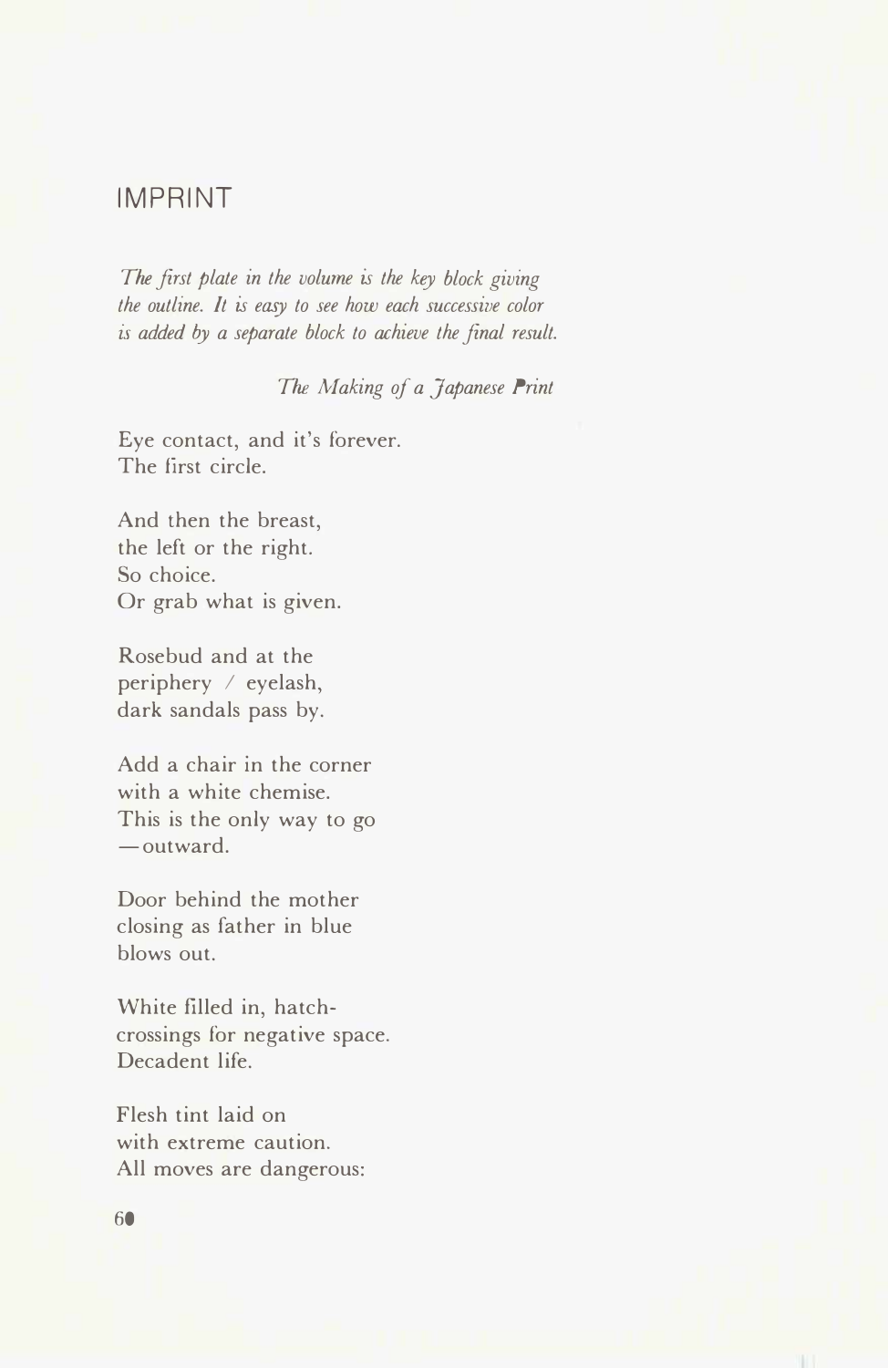## IMPRINT

*The first plate in the volume is the key block giving*
*the outline. It is easy to see how each successive color*
*is added by a separate block to achieve the final result.*

*The Making of a Japanese Print*

Eye contact, and it's forever.
The first circle.

And then the breast,
the left or the right.
So choice.
Or grab what is given.

Rosebud and at the
periphery / eyelash,
dark sandals pass by.

Add a chair in the corner
with a white chemise.
This is the only way to go
—outward.

Door behind the mother
closing as father in blue
blows out.

White filled in, hatch-
crossings for negative space.
Decadent life.

Flesh tint laid on
with extreme caution.
All moves are dangerous: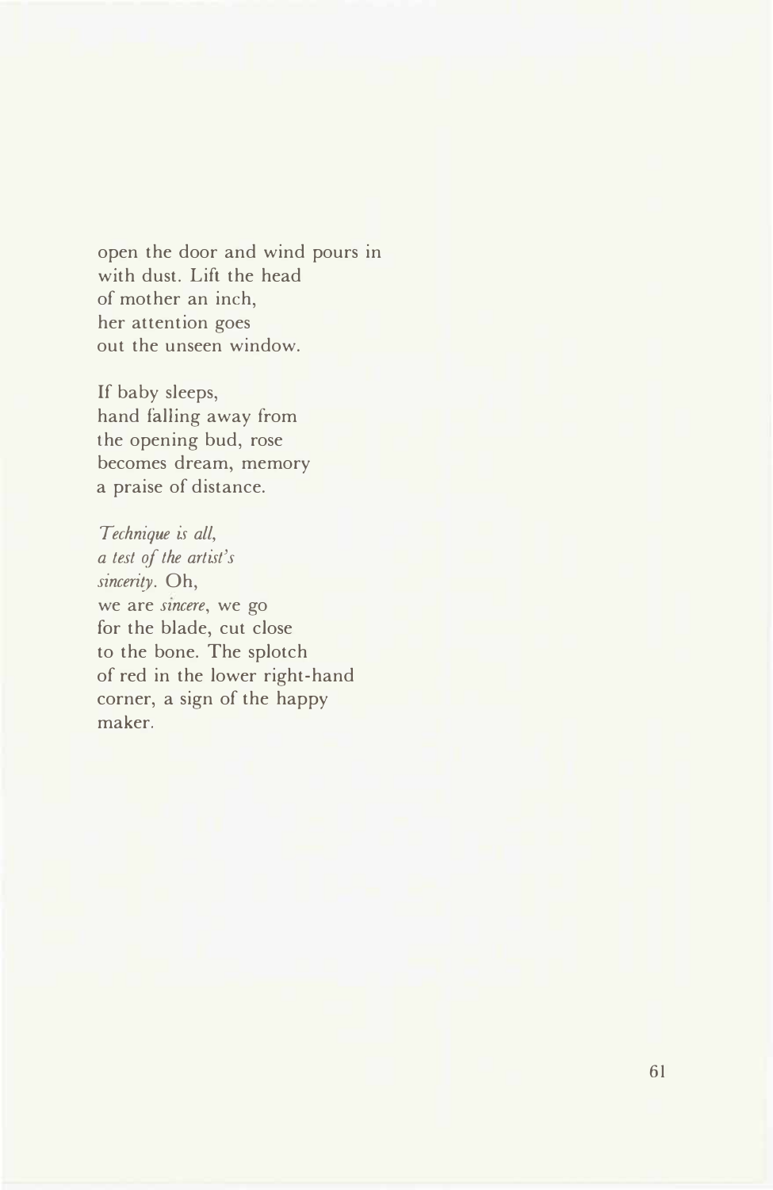open the door and wind pours in
with dust. Lift the head
of mother an inch,
her attention goes
out the unseen window.

If baby sleeps,
hand falling away from
the opening bud, rose
becomes dream, memory
a praise of distance.

*Technique is all,*
*a test of the artist's*
*sincerity.* Oh,
we are *sincere*, we go
for the blade, cut close
to the bone. The splotch
of red in the lower right-hand
corner, a sign of the happy
maker.